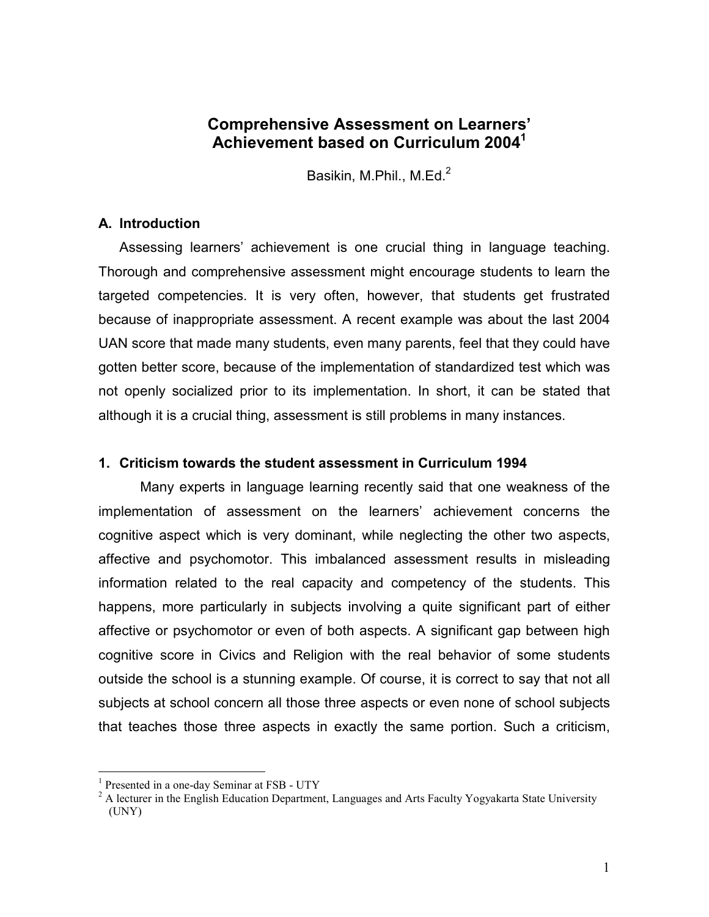# Comprehensive Assessment on Learners' Achievement based on Curriculum 2004[1]

Basikin, M.Phil., M.Ed.[2]

## A. Introduction

Assessing learners' achievement is one crucial thing in language teaching. Thorough and comprehensive assessment might encourage students to learn the targeted competencies. It is very often, however, that students get frustrated because of inappropriate assessment. A recent example was about the last 2004 UAN score that made many students, even many parents, feel that they could have gotten better score, because of the implementation of standardized test which was not openly socialized prior to its implementation. In short, it can be stated that although it is a crucial thing, assessment is still problems in many instances.

### 1. Criticism towards the student assessment in Curriculum 1994

Many experts in language learning recently said that one weakness of the implementation of assessment on the learners' achievement concerns the cognitive aspect which is very dominant, while neglecting the other two aspects, affective and psychomotor. This imbalanced assessment results in misleading information related to the real capacity and competency of the students. This happens, more particularly in subjects involving a quite significant part of either affective or psychomotor or even of both aspects. A significant gap between high cognitive score in Civics and Religion with the real behavior of some students outside the school is a stunning example. Of course, it is correct to say that not all subjects at school concern all those three aspects or even none of school subjects that teaches those three aspects in exactly the same portion. Such a criticism,

---

[1] Presented in a one-day Seminar at FSB - UTY

[2] A lecturer in the English Education Department, Languages and Arts Faculty Yogyakarta State University (UNY)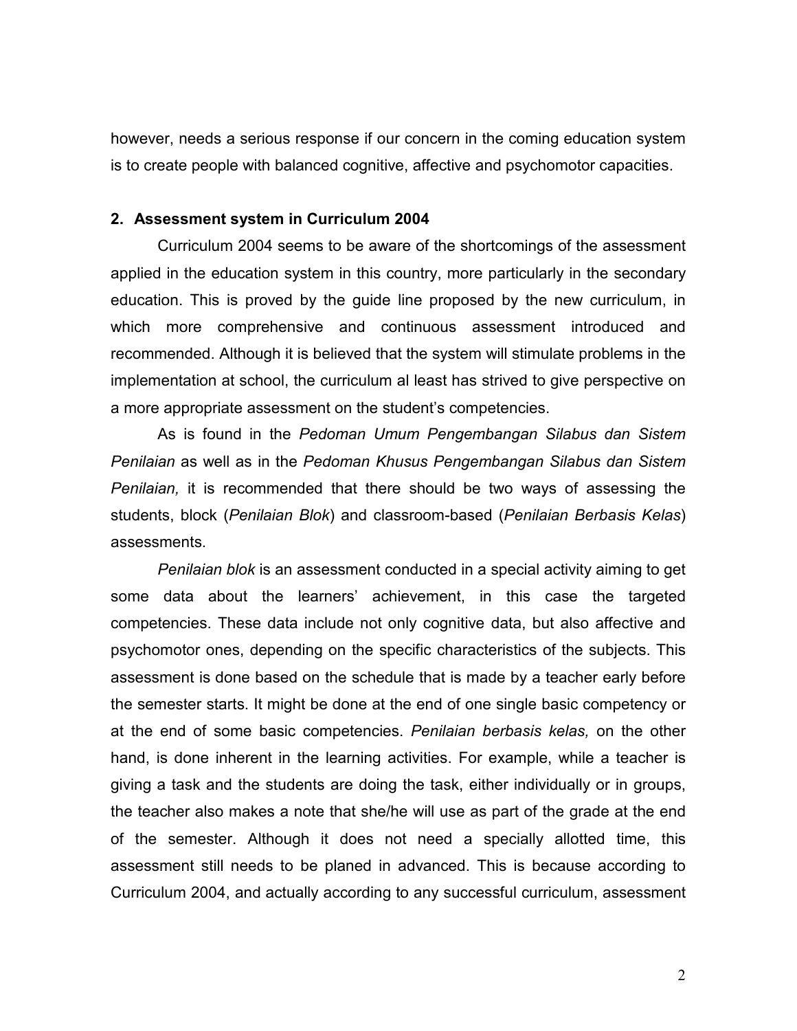however, needs a serious response if our concern in the coming education system is to create people with balanced cognitive, affective and psychomotor capacities.

## 2. Assessment system in Curriculum 2004

Curriculum 2004 seems to be aware of the shortcomings of the assessment applied in the education system in this country, more particularly in the secondary education. This is proved by the guide line proposed by the new curriculum, in which more comprehensive and continuous assessment introduced and recommended. Although it is believed that the system will stimulate problems in the implementation at school, the curriculum al least has strived to give perspective on a more appropriate assessment on the student's competencies.

As is found in the *Pedoman Umum Pengembangan Silabus dan Sistem Penilaian* as well as in the *Pedoman Khusus Pengembangan Silabus dan Sistem Penilaian,* it is recommended that there should be two ways of assessing the students, block (*Penilaian Blok*) and classroom-based (*Penilaian Berbasis Kelas*) assessments.

*Penilaian blok* is an assessment conducted in a special activity aiming to get some data about the learners' achievement, in this case the targeted competencies. These data include not only cognitive data, but also affective and psychomotor ones, depending on the specific characteristics of the subjects. This assessment is done based on the schedule that is made by a teacher early before the semester starts. It might be done at the end of one single basic competency or at the end of some basic competencies. *Penilaian berbasis kelas,* on the other hand, is done inherent in the learning activities. For example, while a teacher is giving a task and the students are doing the task, either individually or in groups, the teacher also makes a note that she/he will use as part of the grade at the end of the semester. Although it does not need a specially allotted time, this assessment still needs to be planed in advanced. This is because according to Curriculum 2004, and actually according to any successful curriculum, assessment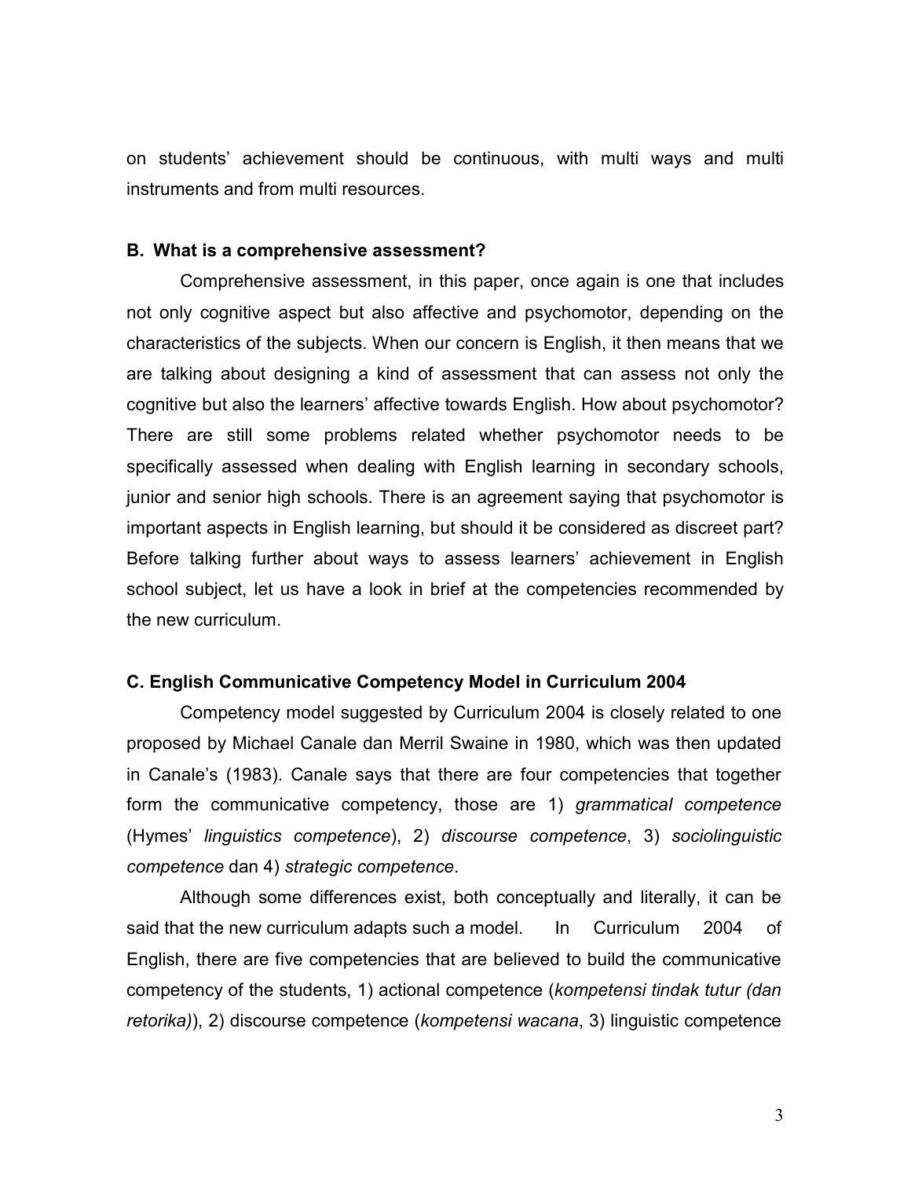on students' achievement should be continuous, with multi ways and multi instruments and from multi resources.

### B. What is a comprehensive assessment?

Comprehensive assessment, in this paper, once again is one that includes not only cognitive aspect but also affective and psychomotor, depending on the characteristics of the subjects. When our concern is English, it then means that we are talking about designing a kind of assessment that can assess not only the cognitive but also the learners' affective towards English. How about psychomotor? There are still some problems related whether psychomotor needs to be specifically assessed when dealing with English learning in secondary schools, junior and senior high schools. There is an agreement saying that psychomotor is important aspects in English learning, but should it be considered as discreet part? Before talking further about ways to assess learners' achievement in English school subject, let us have a look in brief at the competencies recommended by the new curriculum.

### C. English Communicative Competency Model in Curriculum 2004

Competency model suggested by Curriculum 2004 is closely related to one proposed by Michael Canale dan Merril Swaine in 1980, which was then updated in Canale's (1983). Canale says that there are four competencies that together form the communicative competency, those are 1) *grammatical competence* (Hymes' *linguistics competence*), 2) *discourse competence*, 3) *sociolinguistic competence* dan 4) *strategic competence*.

Although some differences exist, both conceptually and literally, it can be said that the new curriculum adapts such a model. In Curriculum 2004 of English, there are five competencies that are believed to build the communicative competency of the students, 1) actional competence (*kompetensi tindak tutur (dan retorika)*), 2) discourse competence (*kompetensi wacana*, 3) linguistic competence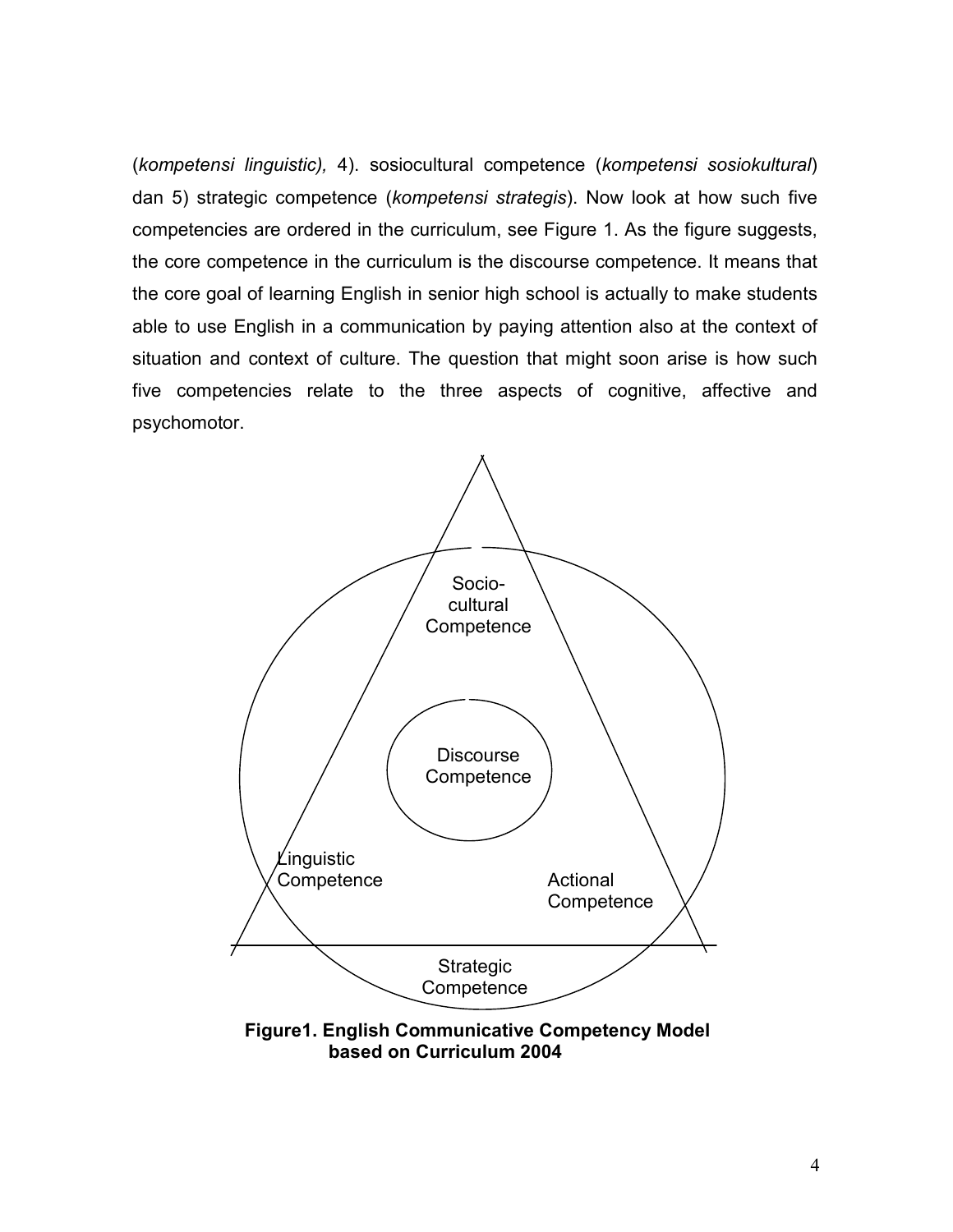(*kompetensi linguistic),* 4). sosiocultural competence (*kompetensi sosiokultural*) dan 5) strategic competence (*kompetensi strategis*). Now look at how such five competencies are ordered in the curriculum, see Figure 1. As the figure suggests, the core competence in the curriculum is the discourse competence. It means that the core goal of learning English in senior high school is actually to make students able to use English in a communication by paying attention also at the context of situation and context of culture. The question that might soon arise is how such five competencies relate to the three aspects of cognitive, affective and psychomotor.

Socio-cultural Competence

Discourse Competence

Linguistic Competence

Actional Competence

Strategic Competence

**Figure1. English Communicative Competency Model based on Curriculum 2004**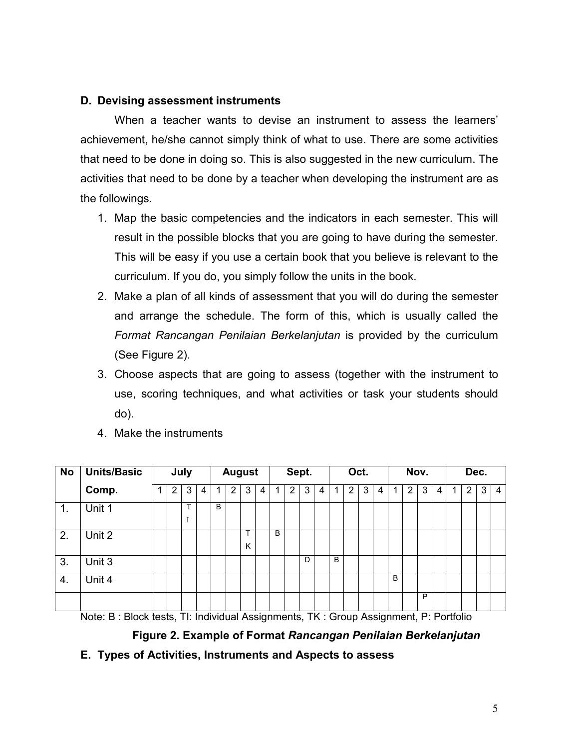**D. Devising assessment instruments**

When a teacher wants to devise an instrument to assess the learners' achievement, he/she cannot simply think of what to use. There are some activities that need to be done in doing so. This is also suggested in the new curriculum. The activities that need to be done by a teacher when developing the instrument are as the followings.

1. Map the basic competencies and the indicators in each semester. This will result in the possible blocks that you are going to have during the semester. This will be easy if you use a certain book that you believe is relevant to the curriculum. If you do, you simply follow the units in the book.
2. Make a plan of all kinds of assessment that you will do during the semester and arrange the schedule. The form of this, which is usually called the *Format Rancangan Penilaian Berkelanjutan* is provided by the curriculum (See Figure 2).
3. Choose aspects that are going to assess (together with the instrument to use, scoring techniques, and what activities or task your students should do).
4. Make the instruments

| No | Units/Basic | July | | | | August | | | | Sept. | | | | Oct. | | | | Nov. | | | | Dec. | | | |
|---|---|---|---|---|---|---|---|---|---|---|---|---|---|---|---|---|---|---|---|---|---|---|---|---|---|
| | Comp. | 1 | 2 | 3 | 4 | 1 | 2 | 3 | 4 | 1 | 2 | 3 | 4 | 1 | 2 | 3 | 4 | 1 | 2 | 3 | 4 | 1 | 2 | 3 | 4 |
| 1. | Unit 1 | | | TI | | B | | | | | | | | | | | | | | | | | | | |
| 2. | Unit 2 | | | | | | | TK | | B | | | | | | | | | | | | | | | |
| 3. | Unit 3 | | | | | | | | | | | D | | B | | | | | | | | | | | |
| 4. | Unit 4 | | | | | | | | | | | | | | | | | B | | | | | | | |
| | | | | | | | | | | | | | | | | | | | | P | | | | | |

Note: B : Block tests, TI: Individual Assignments, TK : Group Assignment, P: Portfolio

**Figure 2. Example of Format *Rancangan Penilaian Berkelanjutan***

**E. Types of Activities, Instruments and Aspects to assess**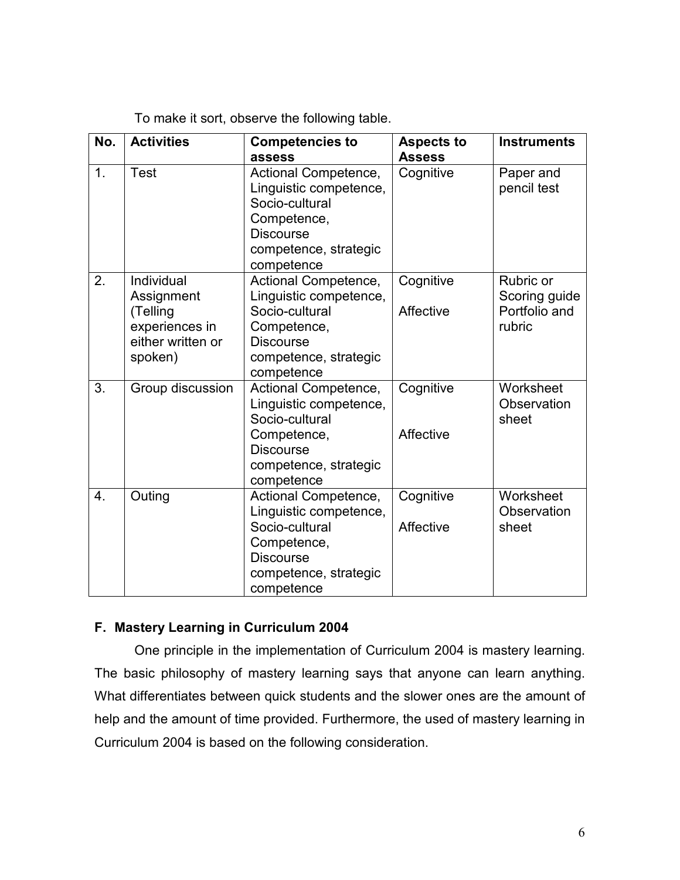To make it sort, observe the following table.

| No. | Activities | Competencies to assess | Aspects to Assess | Instruments |
|---|---|---|---|---|
| 1. | Test | Actional Competence, Linguistic competence, Socio-cultural Competence, Discourse competence, strategic competence | Cognitive | Paper and pencil test |
| 2. | Individual Assignment (Telling experiences in either written or spoken) | Actional Competence, Linguistic competence, Socio-cultural Competence, Discourse competence, strategic competence | Cognitive<br><br>Affective | Rubric or Scoring guide Portfolio and rubric |
| 3. | Group discussion | Actional Competence, Linguistic competence, Socio-cultural Competence, Discourse competence, strategic competence | Cognitive<br><br>Affective | Worksheet Observation sheet |
| 4. | Outing | Actional Competence, Linguistic competence, Socio-cultural Competence, Discourse competence, strategic competence | Cognitive<br><br>Affective | Worksheet Observation sheet |

## F. Mastery Learning in Curriculum 2004

One principle in the implementation of Curriculum 2004 is mastery learning. The basic philosophy of mastery learning says that anyone can learn anything. What differentiates between quick students and the slower ones are the amount of help and the amount of time provided. Furthermore, the used of mastery learning in Curriculum 2004 is based on the following consideration.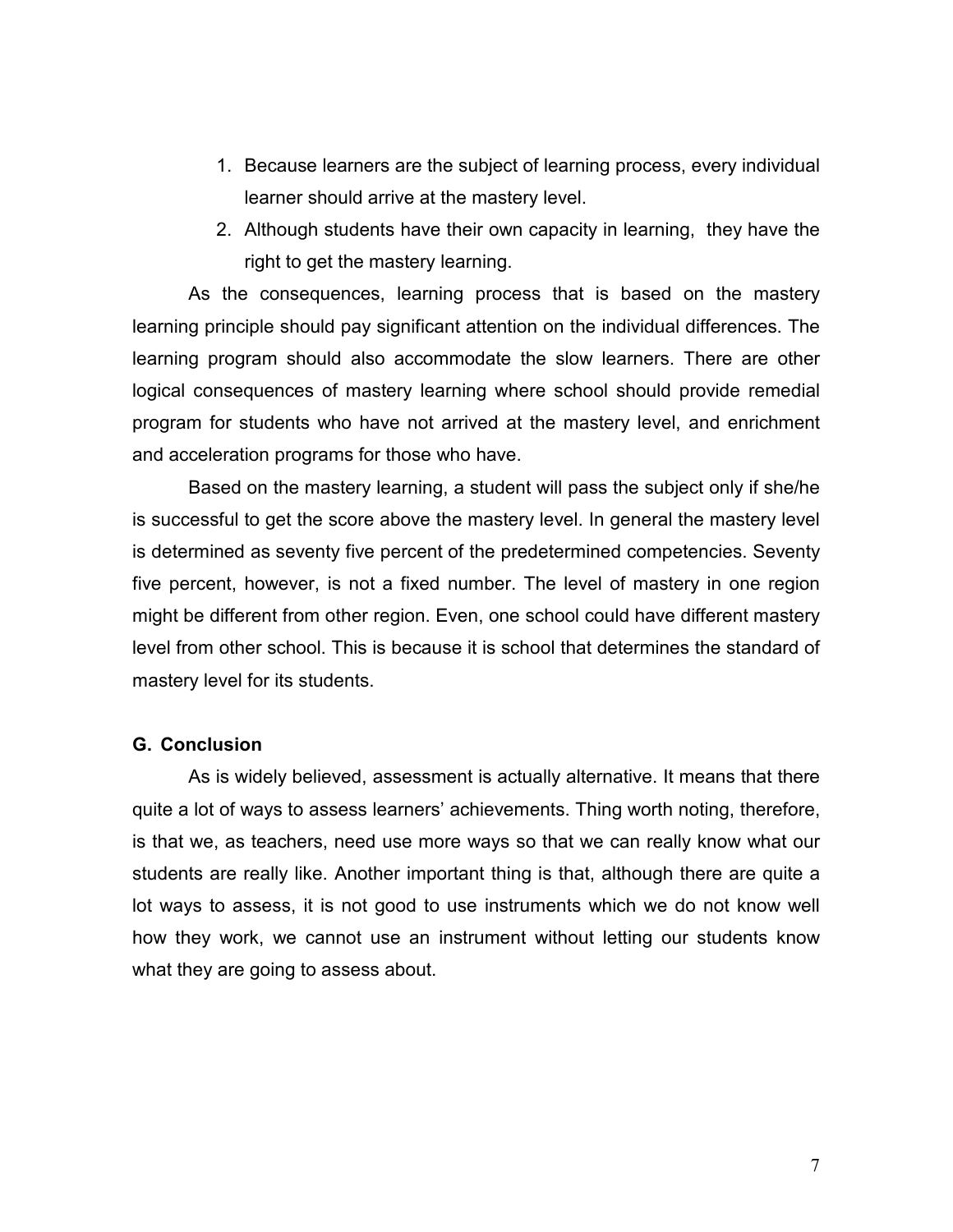1. Because learners are the subject of learning process, every individual learner should arrive at the mastery level.
2. Although students have their own capacity in learning, they have the right to get the mastery learning.

As the consequences, learning process that is based on the mastery learning principle should pay significant attention on the individual differences. The learning program should also accommodate the slow learners. There are other logical consequences of mastery learning where school should provide remedial program for students who have not arrived at the mastery level, and enrichment and acceleration programs for those who have.

Based on the mastery learning, a student will pass the subject only if she/he is successful to get the score above the mastery level. In general the mastery level is determined as seventy five percent of the predetermined competencies. Seventy five percent, however, is not a fixed number. The level of mastery in one region might be different from other region. Even, one school could have different mastery level from other school. This is because it is school that determines the standard of mastery level for its students.

## G. Conclusion

As is widely believed, assessment is actually alternative. It means that there quite a lot of ways to assess learners' achievements. Thing worth noting, therefore, is that we, as teachers, need use more ways so that we can really know what our students are really like. Another important thing is that, although there are quite a lot ways to assess, it is not good to use instruments which we do not know well how they work, we cannot use an instrument without letting our students know what they are going to assess about.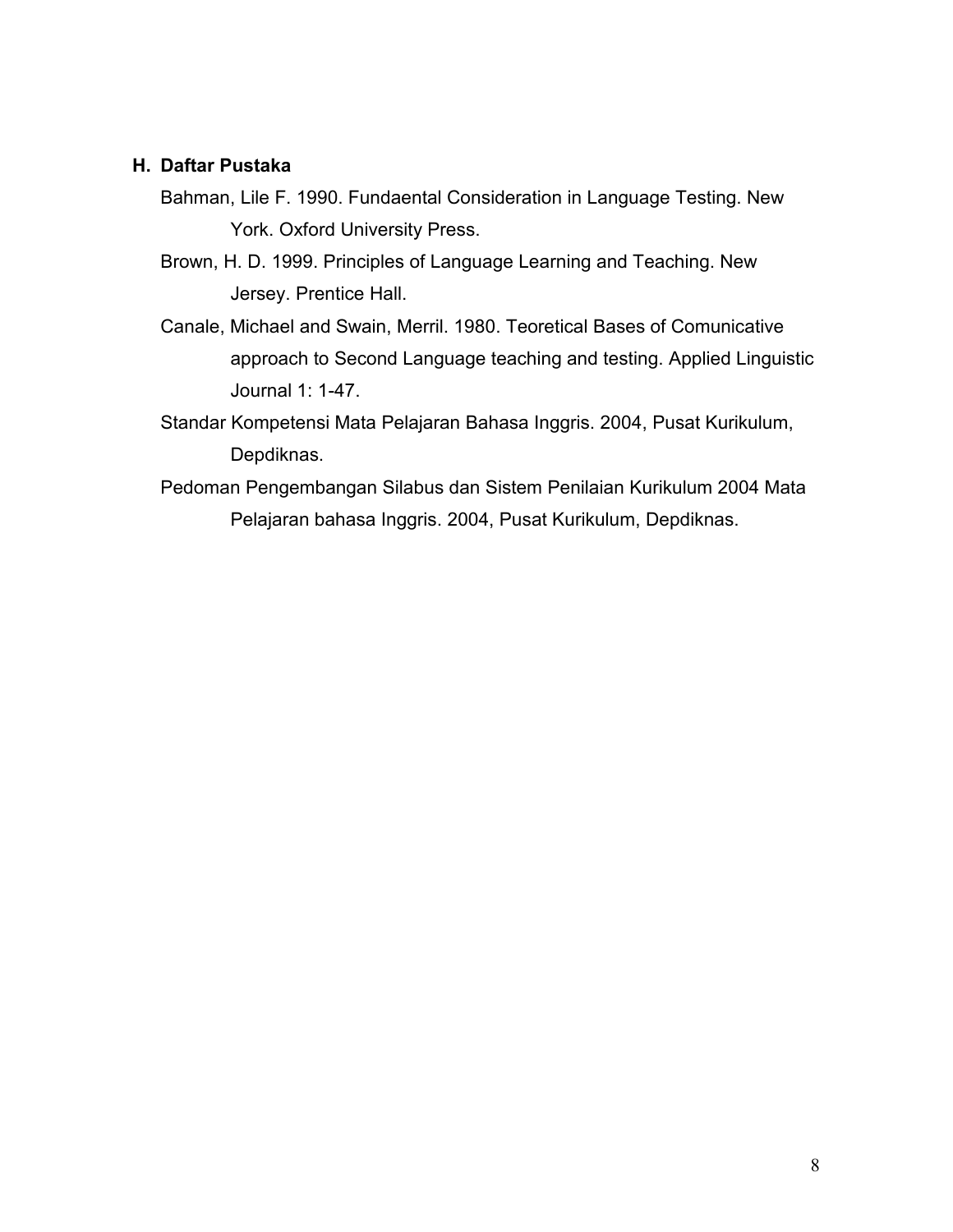## H. Daftar Pustaka

Bahman, Lile F. 1990. Fundaental Consideration in Language Testing. New York. Oxford University Press.

Brown, H. D. 1999. Principles of Language Learning and Teaching. New Jersey. Prentice Hall.

Canale, Michael and Swain, Merril. 1980. Teoretical Bases of Comunicative approach to Second Language teaching and testing. Applied Linguistic Journal 1: 1-47.

Standar Kompetensi Mata Pelajaran Bahasa Inggris. 2004, Pusat Kurikulum, Depdiknas.

Pedoman Pengembangan Silabus dan Sistem Penilaian Kurikulum 2004 Mata Pelajaran bahasa Inggris. 2004, Pusat Kurikulum, Depdiknas.